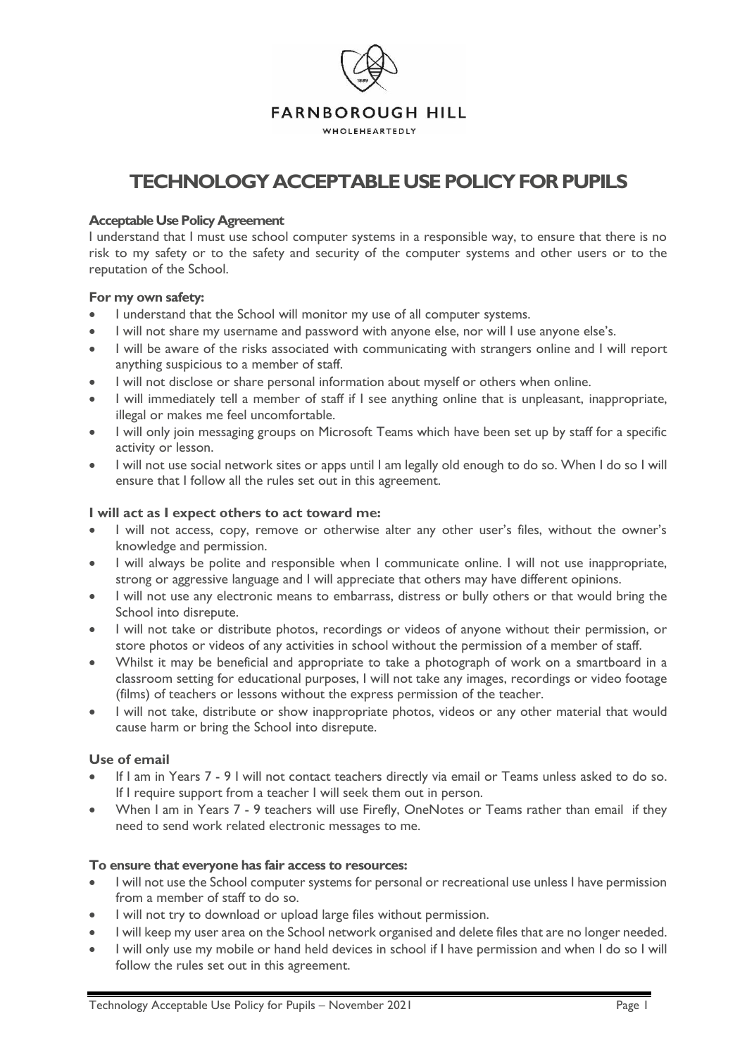FARNBOROUGH HILL

WHOLEHEARTEDLY

# TECHNOLOGY ACCEPTABLE USE POLICY FOR PUPILS

**Acceptable Use Policy Agreement**

I understand that I must use school computer systems in a responsible way, to ensure that there is no risk to my safety or to the safety and security of the computer systems and other users or to the reputation of the School.

**For my own safety:**

- I understand that the School will monitor my use of all computer systems.
- I will not share my username and password with anyone else, nor will I use anyone else's.
- I will be aware of the risks associated with communicating with strangers online and I will report anything suspicious to a member of staff.
- I will not disclose or share personal information about myself or others when online.
- I will immediately tell a member of staff if I see anything online that is unpleasant, inappropriate, illegal or makes me feel uncomfortable.
- I will only join messaging groups on Microsoft Teams which have been set up by staff for a specific activity or lesson.
- I will not use social network sites or apps until I am legally old enough to do so. When I do so I will ensure that I follow all the rules set out in this agreement.

**I will act as I expect others to act toward me:**

- I will not access, copy, remove or otherwise alter any other user's files, without the owner's knowledge and permission.
- I will always be polite and responsible when I communicate online. I will not use inappropriate, strong or aggressive language and I will appreciate that others may have different opinions.
- I will not use any electronic means to embarrass, distress or bully others or that would bring the School into disrepute.
- I will not take or distribute photos, recordings or videos of anyone without their permission, or store photos or videos of any activities in school without the permission of a member of staff.
- Whilst it may be beneficial and appropriate to take a photograph of work on a smartboard in a classroom setting for educational purposes, I will not take any images, recordings or video footage (films) of teachers or lessons without the express permission of the teacher.
- I will not take, distribute or show inappropriate photos, videos or any other material that would cause harm or bring the School into disrepute.

**Use of email**

- If I am in Years 7 - 9 I will not contact teachers directly via email or Teams unless asked to do so. If I require support from a teacher I will seek them out in person.
- When I am in Years 7 - 9 teachers will use Firefly, OneNotes or Teams rather than email if they need to send work related electronic messages to me.

**To ensure that everyone has fair access to resources:**

- I will not use the School computer systems for personal or recreational use unless I have permission from a member of staff to do so.
- I will not try to download or upload large files without permission.
- I will keep my user area on the School network organised and delete files that are no longer needed.
- I will only use my mobile or hand held devices in school if I have permission and when I do so I will follow the rules set out in this agreement.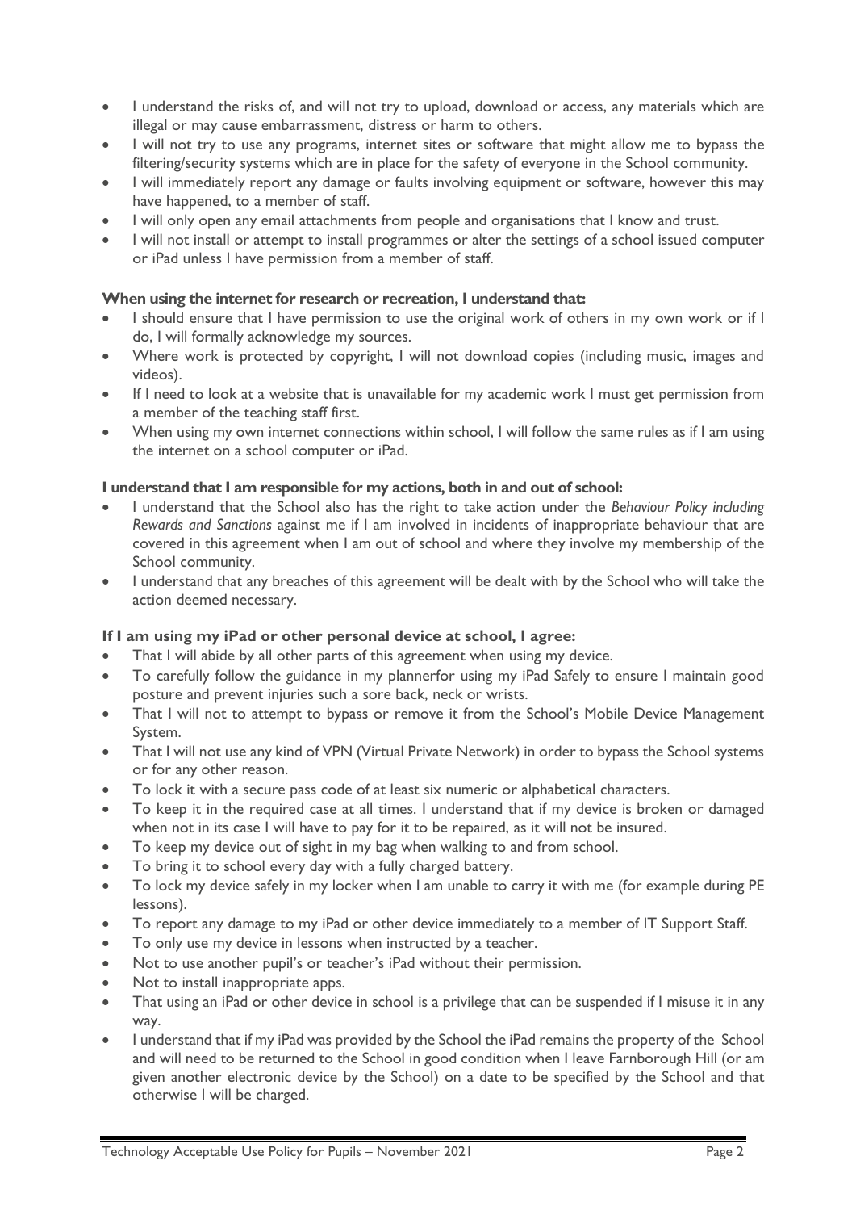- I understand the risks of, and will not try to upload, download or access, any materials which are illegal or may cause embarrassment, distress or harm to others.
- I will not try to use any programs, internet sites or software that might allow me to bypass the filtering/security systems which are in place for the safety of everyone in the School community.
- I will immediately report any damage or faults involving equipment or software, however this may have happened, to a member of staff.
- I will only open any email attachments from people and organisations that I know and trust.
- I will not install or attempt to install programmes or alter the settings of a school issued computer or iPad unless I have permission from a member of staff.

**When using the internet for research or recreation, I understand that:**

- I should ensure that I have permission to use the original work of others in my own work or if I do, I will formally acknowledge my sources.
- Where work is protected by copyright, I will not download copies (including music, images and videos).
- If I need to look at a website that is unavailable for my academic work I must get permission from a member of the teaching staff first.
- When using my own internet connections within school, I will follow the same rules as if I am using the internet on a school computer or iPad.

**I understand that I am responsible for my actions, both in and out of school:**

- I understand that the School also has the right to take action under the *Behaviour Policy including Rewards and Sanctions* against me if I am involved in incidents of inappropriate behaviour that are covered in this agreement when I am out of school and where they involve my membership of the School community.
- I understand that any breaches of this agreement will be dealt with by the School who will take the action deemed necessary.

**If I am using my iPad or other personal device at school, I agree:**

- That I will abide by all other parts of this agreement when using my device.
- To carefully follow the guidance in my plannerfor using my iPad Safely to ensure I maintain good posture and prevent injuries such a sore back, neck or wrists.
- That I will not to attempt to bypass or remove it from the School's Mobile Device Management System.
- That I will not use any kind of VPN (Virtual Private Network) in order to bypass the School systems or for any other reason.
- To lock it with a secure pass code of at least six numeric or alphabetical characters.
- To keep it in the required case at all times. I understand that if my device is broken or damaged when not in its case I will have to pay for it to be repaired, as it will not be insured.
- To keep my device out of sight in my bag when walking to and from school.
- To bring it to school every day with a fully charged battery.
- To lock my device safely in my locker when I am unable to carry it with me (for example during PE lessons).
- To report any damage to my iPad or other device immediately to a member of IT Support Staff.
- To only use my device in lessons when instructed by a teacher.
- Not to use another pupil's or teacher's iPad without their permission.
- Not to install inappropriate apps.
- That using an iPad or other device in school is a privilege that can be suspended if I misuse it in any way.
- I understand that if my iPad was provided by the School the iPad remains the property of the School and will need to be returned to the School in good condition when I leave Farnborough Hill (or am given another electronic device by the School) on a date to be specified by the School and that otherwise I will be charged.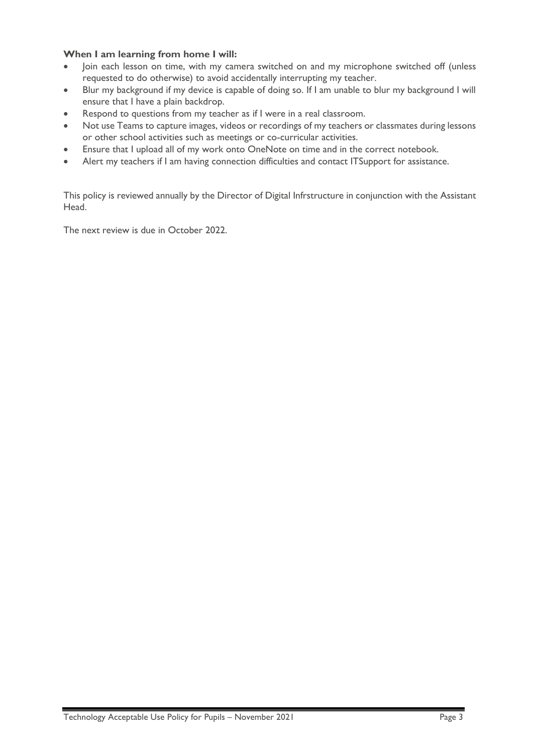**When I am learning from home I will:**

- Join each lesson on time, with my camera switched on and my microphone switched off (unless requested to do otherwise) to avoid accidentally interrupting my teacher.
- Blur my background if my device is capable of doing so. If I am unable to blur my background I will ensure that I have a plain backdrop.
- Respond to questions from my teacher as if I were in a real classroom.
- Not use Teams to capture images, videos or recordings of my teachers or classmates during lessons or other school activities such as meetings or co-curricular activities.
- Ensure that I upload all of my work onto OneNote on time and in the correct notebook.
- Alert my teachers if I am having connection difficulties and contact ITSupport for assistance.

This policy is reviewed annually by the Director of Digital Infrstructure in conjunction with the Assistant Head.

The next review is due in October 2022.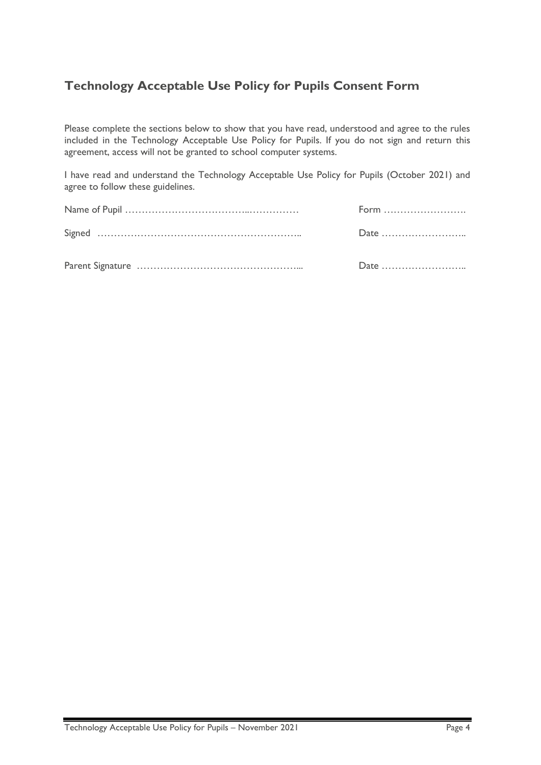## Technology Acceptable Use Policy for Pupils Consent Form

Please complete the sections below to show that you have read, understood and agree to the rules included in the Technology Acceptable Use Policy for Pupils. If you do not sign and return this agreement, access will not be granted to school computer systems.

I have read and understand the Technology Acceptable Use Policy for Pupils (October 2021) and agree to follow these guidelines.

Name of Pupil ………………………………..…………… Form …………………….

Signed …………………………………………………….. Date ……………………..

Parent Signature …………………………………………... Date ……………………..